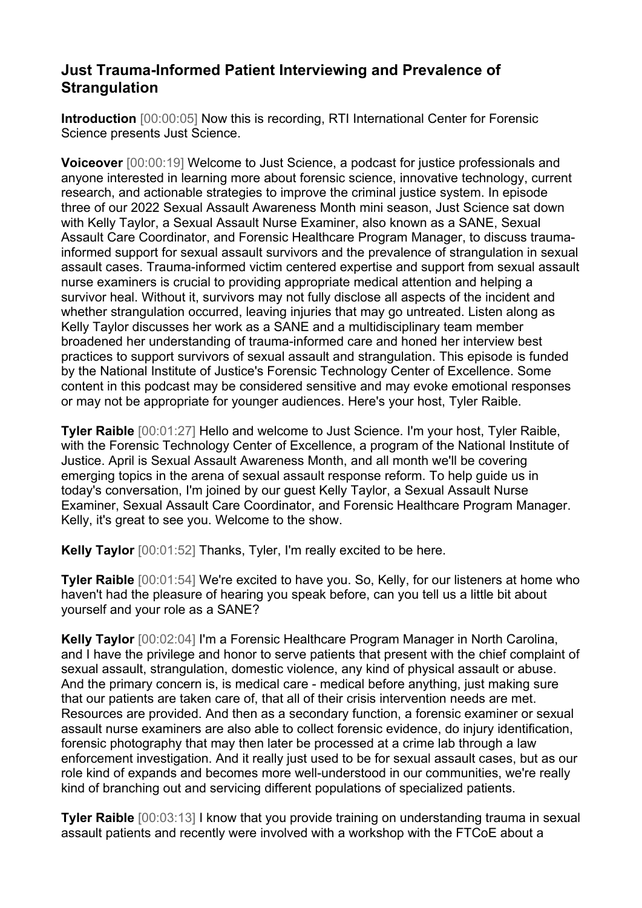## Just Trauma-Informed Patient Interviewing and Prevalence of Strangulation

**Introduction** [00:00:05] Now this is recording, RTI International Center for Forensic Science presents Just Science.

**Voiceover** [00:00:19] Welcome to Just Science, a podcast for justice professionals and anyone interested in learning more about forensic science, innovative technology, current research, and actionable strategies to improve the criminal justice system. In episode three of our 2022 Sexual Assault Awareness Month mini season, Just Science sat down with Kelly Taylor, a Sexual Assault Nurse Examiner, also known as a SANE, Sexual Assault Care Coordinator, and Forensic Healthcare Program Manager, to discuss trauma-informed support for sexual assault survivors and the prevalence of strangulation in sexual assault cases. Trauma-informed victim centered expertise and support from sexual assault nurse examiners is crucial to providing appropriate medical attention and helping a survivor heal. Without it, survivors may not fully disclose all aspects of the incident and whether strangulation occurred, leaving injuries that may go untreated. Listen along as Kelly Taylor discusses her work as a SANE and a multidisciplinary team member broadened her understanding of trauma-informed care and honed her interview best practices to support survivors of sexual assault and strangulation. This episode is funded by the National Institute of Justice's Forensic Technology Center of Excellence. Some content in this podcast may be considered sensitive and may evoke emotional responses or may not be appropriate for younger audiences. Here's your host, Tyler Raible.

**Tyler Raible** [00:01:27] Hello and welcome to Just Science. I'm your host, Tyler Raible, with the Forensic Technology Center of Excellence, a program of the National Institute of Justice. April is Sexual Assault Awareness Month, and all month we'll be covering emerging topics in the arena of sexual assault response reform. To help guide us in today's conversation, I'm joined by our guest Kelly Taylor, a Sexual Assault Nurse Examiner, Sexual Assault Care Coordinator, and Forensic Healthcare Program Manager. Kelly, it's great to see you. Welcome to the show.

**Kelly Taylor** [00:01:52] Thanks, Tyler, I'm really excited to be here.

**Tyler Raible** [00:01:54] We're excited to have you. So, Kelly, for our listeners at home who haven't had the pleasure of hearing you speak before, can you tell us a little bit about yourself and your role as a SANE?

**Kelly Taylor** [00:02:04] I'm a Forensic Healthcare Program Manager in North Carolina, and I have the privilege and honor to serve patients that present with the chief complaint of sexual assault, strangulation, domestic violence, any kind of physical assault or abuse. And the primary concern is, is medical care - medical before anything, just making sure that our patients are taken care of, that all of their crisis intervention needs are met. Resources are provided. And then as a secondary function, a forensic examiner or sexual assault nurse examiners are also able to collect forensic evidence, do injury identification, forensic photography that may then later be processed at a crime lab through a law enforcement investigation. And it really just used to be for sexual assault cases, but as our role kind of expands and becomes more well-understood in our communities, we're really kind of branching out and servicing different populations of specialized patients.

**Tyler Raible** [00:03:13] I know that you provide training on understanding trauma in sexual assault patients and recently were involved with a workshop with the FTCoE about a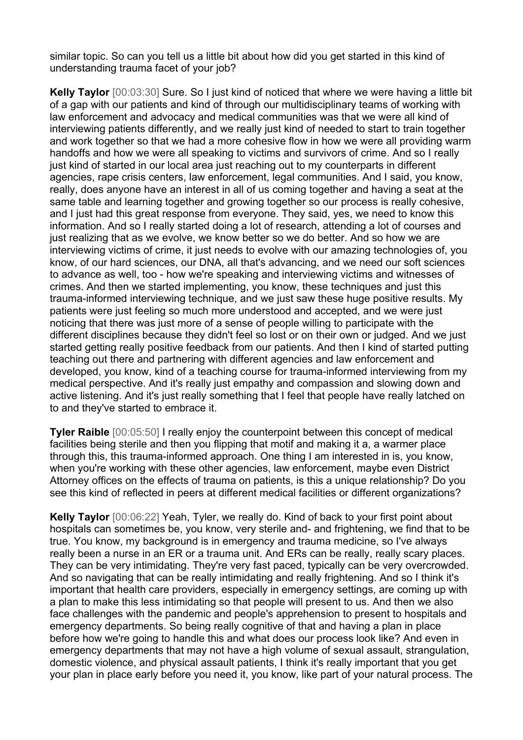similar topic. So can you tell us a little bit about how did you get started in this kind of understanding trauma facet of your job?

**Kelly Taylor** [00:03:30] Sure. So I just kind of noticed that where we were having a little bit of a gap with our patients and kind of through our multidisciplinary teams of working with law enforcement and advocacy and medical communities was that we were all kind of interviewing patients differently, and we really just kind of needed to start to train together and work together so that we had a more cohesive flow in how we were all providing warm handoffs and how we were all speaking to victims and survivors of crime. And so I really just kind of started in our local area just reaching out to my counterparts in different agencies, rape crisis centers, law enforcement, legal communities. And I said, you know, really, does anyone have an interest in all of us coming together and having a seat at the same table and learning together and growing together so our process is really cohesive, and I just had this great response from everyone. They said, yes, we need to know this information. And so I really started doing a lot of research, attending a lot of courses and just realizing that as we evolve, we know better so we do better. And so how we are interviewing victims of crime, it just needs to evolve with our amazing technologies of, you know, of our hard sciences, our DNA, all that's advancing, and we need our soft sciences to advance as well, too - how we're speaking and interviewing victims and witnesses of crimes. And then we started implementing, you know, these techniques and just this trauma-informed interviewing technique, and we just saw these huge positive results. My patients were just feeling so much more understood and accepted, and we were just noticing that there was just more of a sense of people willing to participate with the different disciplines because they didn't feel so lost or on their own or judged. And we just started getting really positive feedback from our patients. And then I kind of started putting teaching out there and partnering with different agencies and law enforcement and developed, you know, kind of a teaching course for trauma-informed interviewing from my medical perspective. And it's really just empathy and compassion and slowing down and active listening. And it's just really something that I feel that people have really latched on to and they've started to embrace it.

**Tyler Raible** [00:05:50] I really enjoy the counterpoint between this concept of medical facilities being sterile and then you flipping that motif and making it a, a warmer place through this, this trauma-informed approach. One thing I am interested in is, you know, when you're working with these other agencies, law enforcement, maybe even District Attorney offices on the effects of trauma on patients, is this a unique relationship? Do you see this kind of reflected in peers at different medical facilities or different organizations?

**Kelly Taylor** [00:06:22] Yeah, Tyler, we really do. Kind of back to your first point about hospitals can sometimes be, you know, very sterile and- and frightening, we find that to be true. You know, my background is in emergency and trauma medicine, so I've always really been a nurse in an ER or a trauma unit. And ERs can be really, really scary places. They can be very intimidating. They're very fast paced, typically can be very overcrowded. And so navigating that can be really intimidating and really frightening. And so I think it's important that health care providers, especially in emergency settings, are coming up with a plan to make this less intimidating so that people will present to us. And then we also face challenges with the pandemic and people's apprehension to present to hospitals and emergency departments. So being really cognitive of that and having a plan in place before how we're going to handle this and what does our process look like? And even in emergency departments that may not have a high volume of sexual assault, strangulation, domestic violence, and physical assault patients, I think it's really important that you get your plan in place early before you need it, you know, like part of your natural process. The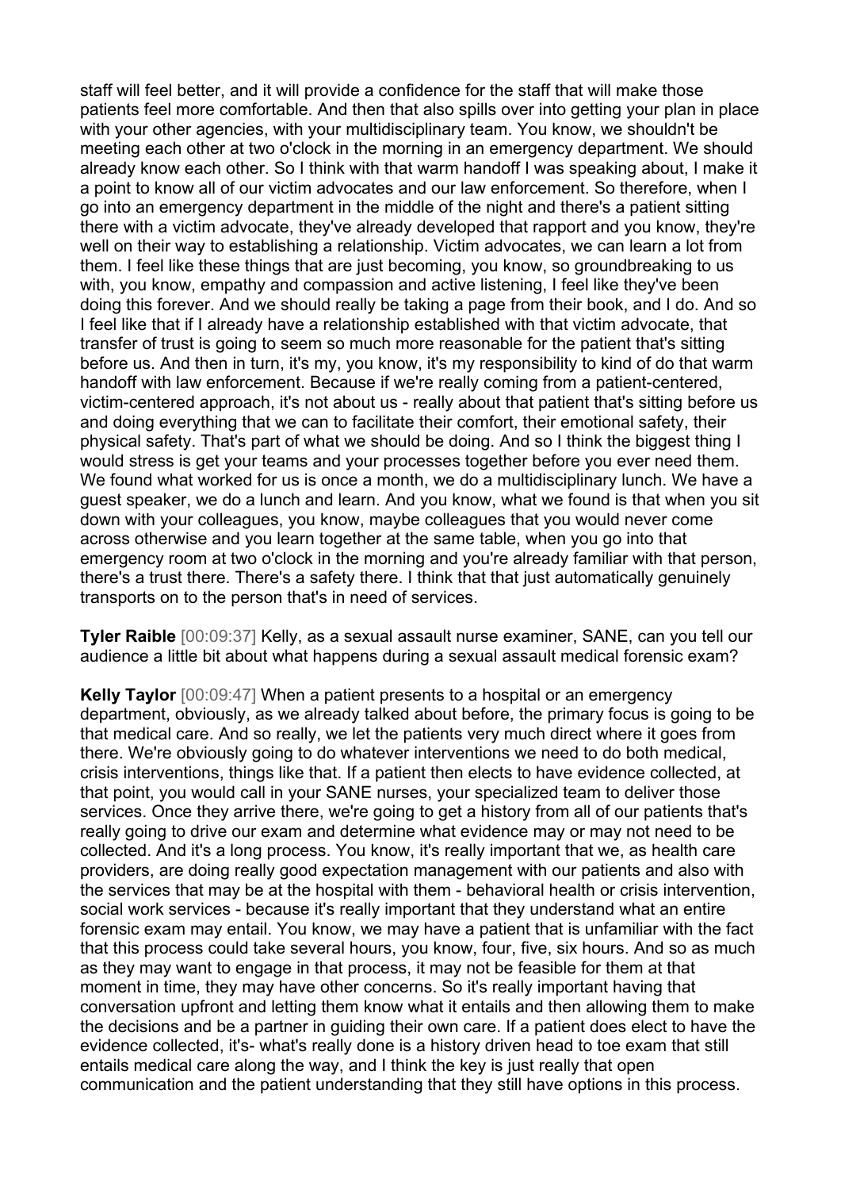staff will feel better, and it will provide a confidence for the staff that will make those patients feel more comfortable. And then that also spills over into getting your plan in place with your other agencies, with your multidisciplinary team. You know, we shouldn't be meeting each other at two o'clock in the morning in an emergency department. We should already know each other. So I think with that warm handoff I was speaking about, I make it a point to know all of our victim advocates and our law enforcement. So therefore, when I go into an emergency department in the middle of the night and there's a patient sitting there with a victim advocate, they've already developed that rapport and you know, they're well on their way to establishing a relationship. Victim advocates, we can learn a lot from them. I feel like these things that are just becoming, you know, so groundbreaking to us with, you know, empathy and compassion and active listening, I feel like they've been doing this forever. And we should really be taking a page from their book, and I do. And so I feel like that if I already have a relationship established with that victim advocate, that transfer of trust is going to seem so much more reasonable for the patient that's sitting before us. And then in turn, it's my, you know, it's my responsibility to kind of do that warm handoff with law enforcement. Because if we're really coming from a patient-centered, victim-centered approach, it's not about us - really about that patient that's sitting before us and doing everything that we can to facilitate their comfort, their emotional safety, their physical safety. That's part of what we should be doing. And so I think the biggest thing I would stress is get your teams and your processes together before you ever need them. We found what worked for us is once a month, we do a multidisciplinary lunch. We have a guest speaker, we do a lunch and learn. And you know, what we found is that when you sit down with your colleagues, you know, maybe colleagues that you would never come across otherwise and you learn together at the same table, when you go into that emergency room at two o'clock in the morning and you're already familiar with that person, there's a trust there. There's a safety there. I think that that just automatically genuinely transports on to the person that's in need of services.

**Tyler Raible** [00:09:37] Kelly, as a sexual assault nurse examiner, SANE, can you tell our audience a little bit about what happens during a sexual assault medical forensic exam?

**Kelly Taylor** [00:09:47] When a patient presents to a hospital or an emergency department, obviously, as we already talked about before, the primary focus is going to be that medical care. And so really, we let the patients very much direct where it goes from there. We're obviously going to do whatever interventions we need to do both medical, crisis interventions, things like that. If a patient then elects to have evidence collected, at that point, you would call in your SANE nurses, your specialized team to deliver those services. Once they arrive there, we're going to get a history from all of our patients that's really going to drive our exam and determine what evidence may or may not need to be collected. And it's a long process. You know, it's really important that we, as health care providers, are doing really good expectation management with our patients and also with the services that may be at the hospital with them - behavioral health or crisis intervention, social work services - because it's really important that they understand what an entire forensic exam may entail. You know, we may have a patient that is unfamiliar with the fact that this process could take several hours, you know, four, five, six hours. And so as much as they may want to engage in that process, it may not be feasible for them at that moment in time, they may have other concerns. So it's really important having that conversation upfront and letting them know what it entails and then allowing them to make the decisions and be a partner in guiding their own care. If a patient does elect to have the evidence collected, it's- what's really done is a history driven head to toe exam that still entails medical care along the way, and I think the key is just really that open communication and the patient understanding that they still have options in this process.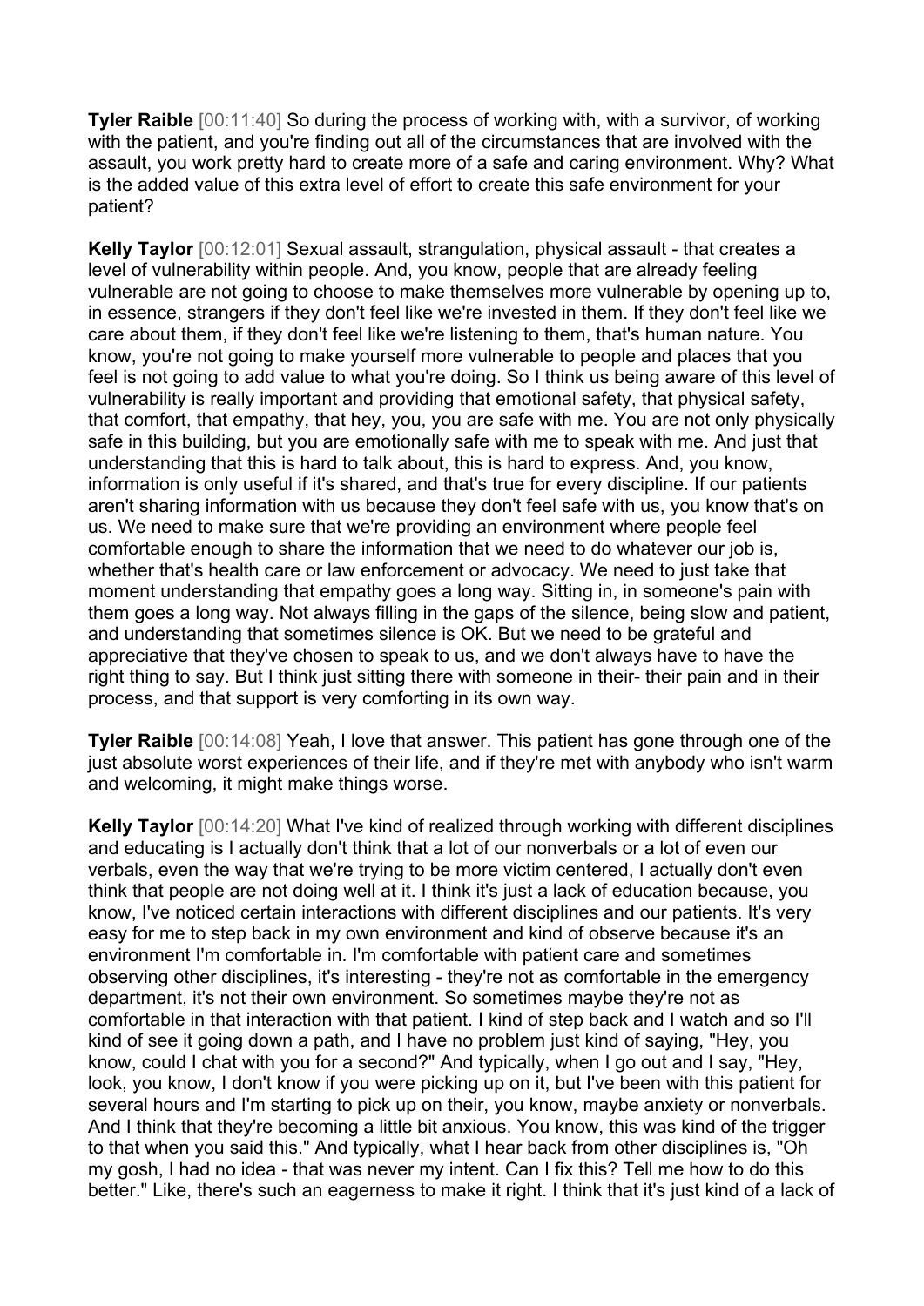**Tyler Raible** [00:11:40] So during the process of working with, with a survivor, of working with the patient, and you're finding out all of the circumstances that are involved with the assault, you work pretty hard to create more of a safe and caring environment. Why? What is the added value of this extra level of effort to create this safe environment for your patient?

**Kelly Taylor** [00:12:01] Sexual assault, strangulation, physical assault - that creates a level of vulnerability within people. And, you know, people that are already feeling vulnerable are not going to choose to make themselves more vulnerable by opening up to, in essence, strangers if they don't feel like we're invested in them. If they don't feel like we care about them, if they don't feel like we're listening to them, that's human nature. You know, you're not going to make yourself more vulnerable to people and places that you feel is not going to add value to what you're doing. So I think us being aware of this level of vulnerability is really important and providing that emotional safety, that physical safety, that comfort, that empathy, that hey, you, you are safe with me. You are not only physically safe in this building, but you are emotionally safe with me to speak with me. And just that understanding that this is hard to talk about, this is hard to express. And, you know, information is only useful if it's shared, and that's true for every discipline. If our patients aren't sharing information with us because they don't feel safe with us, you know that's on us. We need to make sure that we're providing an environment where people feel comfortable enough to share the information that we need to do whatever our job is, whether that's health care or law enforcement or advocacy. We need to just take that moment understanding that empathy goes a long way. Sitting in, in someone's pain with them goes a long way. Not always filling in the gaps of the silence, being slow and patient, and understanding that sometimes silence is OK. But we need to be grateful and appreciative that they've chosen to speak to us, and we don't always have to have the right thing to say. But I think just sitting there with someone in their- their pain and in their process, and that support is very comforting in its own way.

**Tyler Raible** [00:14:08] Yeah, I love that answer. This patient has gone through one of the just absolute worst experiences of their life, and if they're met with anybody who isn't warm and welcoming, it might make things worse.

**Kelly Taylor** [00:14:20] What I've kind of realized through working with different disciplines and educating is I actually don't think that a lot of our nonverbals or a lot of even our verbals, even the way that we're trying to be more victim centered, I actually don't even think that people are not doing well at it. I think it's just a lack of education because, you know, I've noticed certain interactions with different disciplines and our patients. It's very easy for me to step back in my own environment and kind of observe because it's an environment I'm comfortable in. I'm comfortable with patient care and sometimes observing other disciplines, it's interesting - they're not as comfortable in the emergency department, it's not their own environment. So sometimes maybe they're not as comfortable in that interaction with that patient. I kind of step back and I watch and so I'll kind of see it going down a path, and I have no problem just kind of saying, "Hey, you know, could I chat with you for a second?" And typically, when I go out and I say, "Hey, look, you know, I don't know if you were picking up on it, but I've been with this patient for several hours and I'm starting to pick up on their, you know, maybe anxiety or nonverbals. And I think that they're becoming a little bit anxious. You know, this was kind of the trigger to that when you said this." And typically, what I hear back from other disciplines is, "Oh my gosh, I had no idea - that was never my intent. Can I fix this? Tell me how to do this better." Like, there's such an eagerness to make it right. I think that it's just kind of a lack of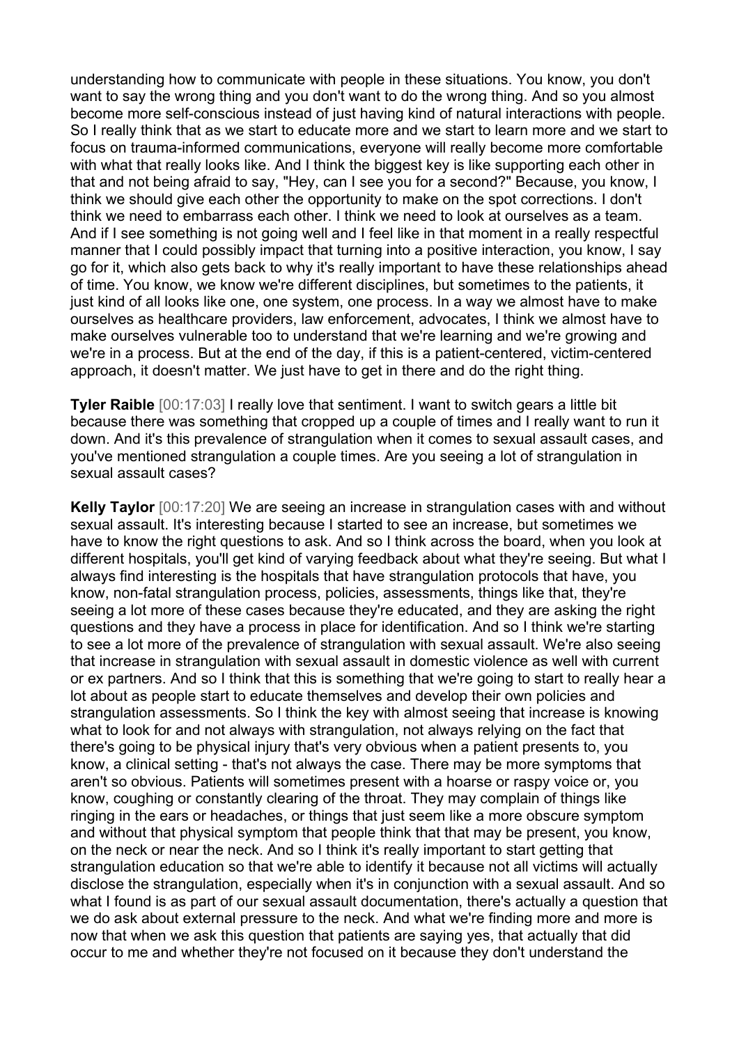understanding how to communicate with people in these situations. You know, you don't want to say the wrong thing and you don't want to do the wrong thing. And so you almost become more self-conscious instead of just having kind of natural interactions with people. So I really think that as we start to educate more and we start to learn more and we start to focus on trauma-informed communications, everyone will really become more comfortable with what that really looks like. And I think the biggest key is like supporting each other in that and not being afraid to say, "Hey, can I see you for a second?" Because, you know, I think we should give each other the opportunity to make on the spot corrections. I don't think we need to embarrass each other. I think we need to look at ourselves as a team. And if I see something is not going well and I feel like in that moment in a really respectful manner that I could possibly impact that turning into a positive interaction, you know, I say go for it, which also gets back to why it's really important to have these relationships ahead of time. You know, we know we're different disciplines, but sometimes to the patients, it just kind of all looks like one, one system, one process. In a way we almost have to make ourselves as healthcare providers, law enforcement, advocates, I think we almost have to make ourselves vulnerable too to understand that we're learning and we're growing and we're in a process. But at the end of the day, if this is a patient-centered, victim-centered approach, it doesn't matter. We just have to get in there and do the right thing.

**Tyler Raible** [00:17:03] I really love that sentiment. I want to switch gears a little bit because there was something that cropped up a couple of times and I really want to run it down. And it's this prevalence of strangulation when it comes to sexual assault cases, and you've mentioned strangulation a couple times. Are you seeing a lot of strangulation in sexual assault cases?

**Kelly Taylor** [00:17:20] We are seeing an increase in strangulation cases with and without sexual assault. It's interesting because I started to see an increase, but sometimes we have to know the right questions to ask. And so I think across the board, when you look at different hospitals, you'll get kind of varying feedback about what they're seeing. But what I always find interesting is the hospitals that have strangulation protocols that have, you know, non-fatal strangulation process, policies, assessments, things like that, they're seeing a lot more of these cases because they're educated, and they are asking the right questions and they have a process in place for identification. And so I think we're starting to see a lot more of the prevalence of strangulation with sexual assault. We're also seeing that increase in strangulation with sexual assault in domestic violence as well with current or ex partners. And so I think that this is something that we're going to start to really hear a lot about as people start to educate themselves and develop their own policies and strangulation assessments. So I think the key with almost seeing that increase is knowing what to look for and not always with strangulation, not always relying on the fact that there's going to be physical injury that's very obvious when a patient presents to, you know, a clinical setting - that's not always the case. There may be more symptoms that aren't so obvious. Patients will sometimes present with a hoarse or raspy voice or, you know, coughing or constantly clearing of the throat. They may complain of things like ringing in the ears or headaches, or things that just seem like a more obscure symptom and without that physical symptom that people think that that may be present, you know, on the neck or near the neck. And so I think it's really important to start getting that strangulation education so that we're able to identify it because not all victims will actually disclose the strangulation, especially when it's in conjunction with a sexual assault. And so what I found is as part of our sexual assault documentation, there's actually a question that we do ask about external pressure to the neck. And what we're finding more and more is now that when we ask this question that patients are saying yes, that actually that did occur to me and whether they're not focused on it because they don't understand the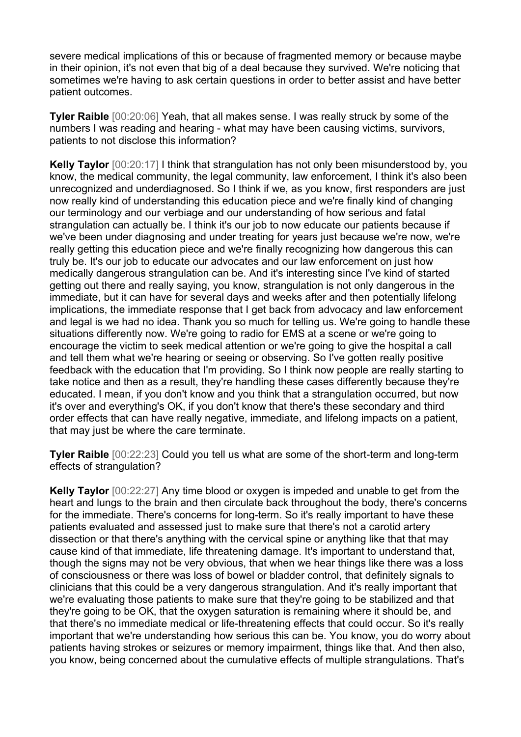severe medical implications of this or because of fragmented memory or because maybe in their opinion, it's not even that big of a deal because they survived. We're noticing that sometimes we're having to ask certain questions in order to better assist and have better patient outcomes.

**Tyler Raible** [00:20:06] Yeah, that all makes sense. I was really struck by some of the numbers I was reading and hearing - what may have been causing victims, survivors, patients to not disclose this information?

**Kelly Taylor** [00:20:17] I think that strangulation has not only been misunderstood by, you know, the medical community, the legal community, law enforcement, I think it's also been unrecognized and underdiagnosed. So I think if we, as you know, first responders are just now really kind of understanding this education piece and we're finally kind of changing our terminology and our verbiage and our understanding of how serious and fatal strangulation can actually be. I think it's our job to now educate our patients because if we've been under diagnosing and under treating for years just because we're now, we're really getting this education piece and we're finally recognizing how dangerous this can truly be. It's our job to educate our advocates and our law enforcement on just how medically dangerous strangulation can be. And it's interesting since I've kind of started getting out there and really saying, you know, strangulation is not only dangerous in the immediate, but it can have for several days and weeks after and then potentially lifelong implications, the immediate response that I get back from advocacy and law enforcement and legal is we had no idea. Thank you so much for telling us. We're going to handle these situations differently now. We're going to radio for EMS at a scene or we're going to encourage the victim to seek medical attention or we're going to give the hospital a call and tell them what we're hearing or seeing or observing. So I've gotten really positive feedback with the education that I'm providing. So I think now people are really starting to take notice and then as a result, they're handling these cases differently because they're educated. I mean, if you don't know and you think that a strangulation occurred, but now it's over and everything's OK, if you don't know that there's these secondary and third order effects that can have really negative, immediate, and lifelong impacts on a patient, that may just be where the care terminate.

**Tyler Raible** [00:22:23] Could you tell us what are some of the short-term and long-term effects of strangulation?

**Kelly Taylor** [00:22:27] Any time blood or oxygen is impeded and unable to get from the heart and lungs to the brain and then circulate back throughout the body, there's concerns for the immediate. There's concerns for long-term. So it's really important to have these patients evaluated and assessed just to make sure that there's not a carotid artery dissection or that there's anything with the cervical spine or anything like that that may cause kind of that immediate, life threatening damage. It's important to understand that, though the signs may not be very obvious, that when we hear things like there was a loss of consciousness or there was loss of bowel or bladder control, that definitely signals to clinicians that this could be a very dangerous strangulation. And it's really important that we're evaluating those patients to make sure that they're going to be stabilized and that they're going to be OK, that the oxygen saturation is remaining where it should be, and that there's no immediate medical or life-threatening effects that could occur. So it's really important that we're understanding how serious this can be. You know, you do worry about patients having strokes or seizures or memory impairment, things like that. And then also, you know, being concerned about the cumulative effects of multiple strangulations. That's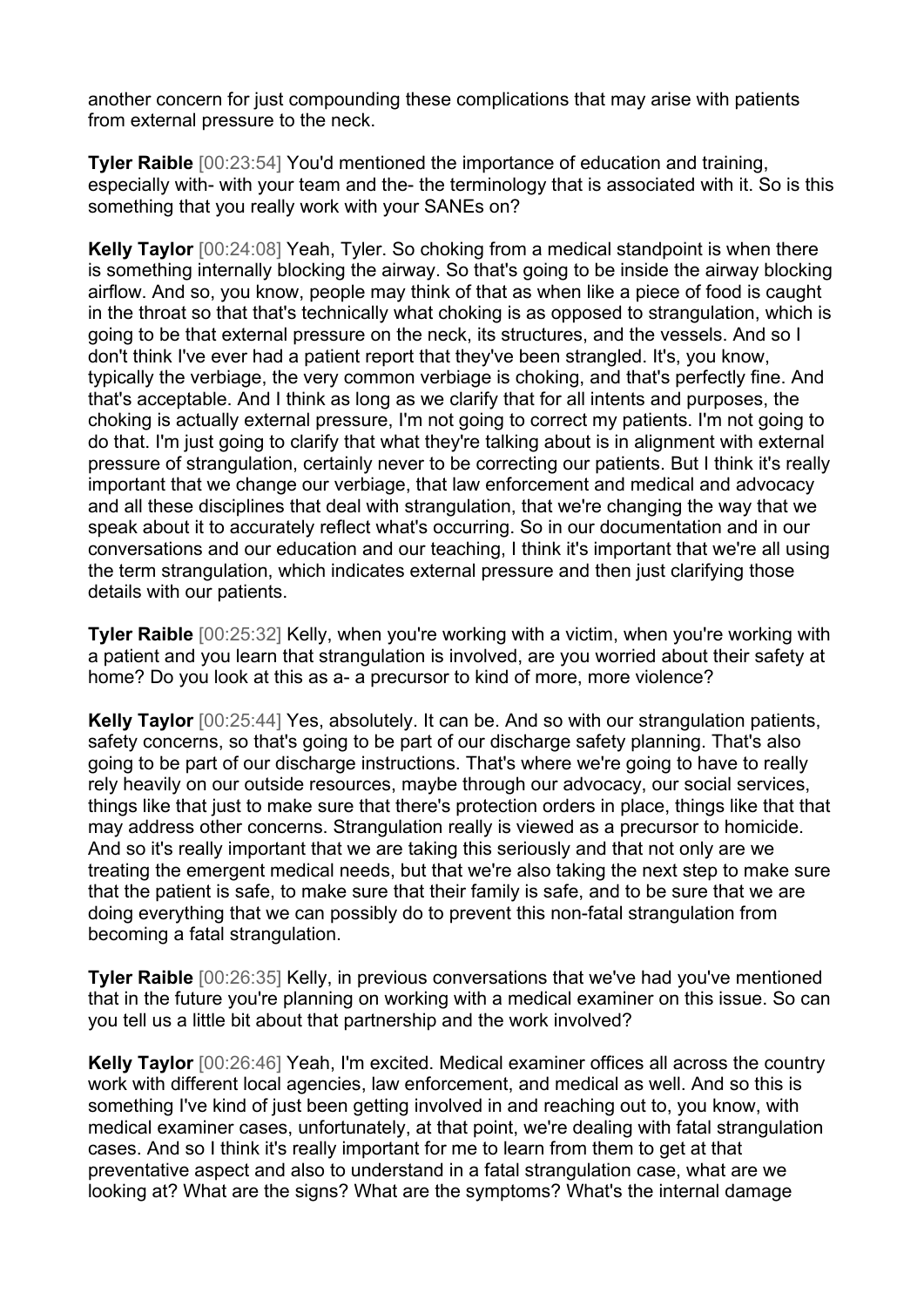another concern for just compounding these complications that may arise with patients from external pressure to the neck.

**Tyler Raible** [00:23:54] You'd mentioned the importance of education and training, especially with- with your team and the- the terminology that is associated with it. So is this something that you really work with your SANEs on?

**Kelly Taylor** [00:24:08] Yeah, Tyler. So choking from a medical standpoint is when there is something internally blocking the airway. So that's going to be inside the airway blocking airflow. And so, you know, people may think of that as when like a piece of food is caught in the throat so that that's technically what choking is as opposed to strangulation, which is going to be that external pressure on the neck, its structures, and the vessels. And so I don't think I've ever had a patient report that they've been strangled. It's, you know, typically the verbiage, the very common verbiage is choking, and that's perfectly fine. And that's acceptable. And I think as long as we clarify that for all intents and purposes, the choking is actually external pressure, I'm not going to correct my patients. I'm not going to do that. I'm just going to clarify that what they're talking about is in alignment with external pressure of strangulation, certainly never to be correcting our patients. But I think it's really important that we change our verbiage, that law enforcement and medical and advocacy and all these disciplines that deal with strangulation, that we're changing the way that we speak about it to accurately reflect what's occurring. So in our documentation and in our conversations and our education and our teaching, I think it's important that we're all using the term strangulation, which indicates external pressure and then just clarifying those details with our patients.

**Tyler Raible** [00:25:32] Kelly, when you're working with a victim, when you're working with a patient and you learn that strangulation is involved, are you worried about their safety at home? Do you look at this as a- a precursor to kind of more, more violence?

**Kelly Taylor** [00:25:44] Yes, absolutely. It can be. And so with our strangulation patients, safety concerns, so that's going to be part of our discharge safety planning. That's also going to be part of our discharge instructions. That's where we're going to have to really rely heavily on our outside resources, maybe through our advocacy, our social services, things like that just to make sure that there's protection orders in place, things like that that may address other concerns. Strangulation really is viewed as a precursor to homicide. And so it's really important that we are taking this seriously and that not only are we treating the emergent medical needs, but that we're also taking the next step to make sure that the patient is safe, to make sure that their family is safe, and to be sure that we are doing everything that we can possibly do to prevent this non-fatal strangulation from becoming a fatal strangulation.

**Tyler Raible** [00:26:35] Kelly, in previous conversations that we've had you've mentioned that in the future you're planning on working with a medical examiner on this issue. So can you tell us a little bit about that partnership and the work involved?

**Kelly Taylor** [00:26:46] Yeah, I'm excited. Medical examiner offices all across the country work with different local agencies, law enforcement, and medical as well. And so this is something I've kind of just been getting involved in and reaching out to, you know, with medical examiner cases, unfortunately, at that point, we're dealing with fatal strangulation cases. And so I think it's really important for me to learn from them to get at that preventative aspect and also to understand in a fatal strangulation case, what are we looking at? What are the signs? What are the symptoms? What's the internal damage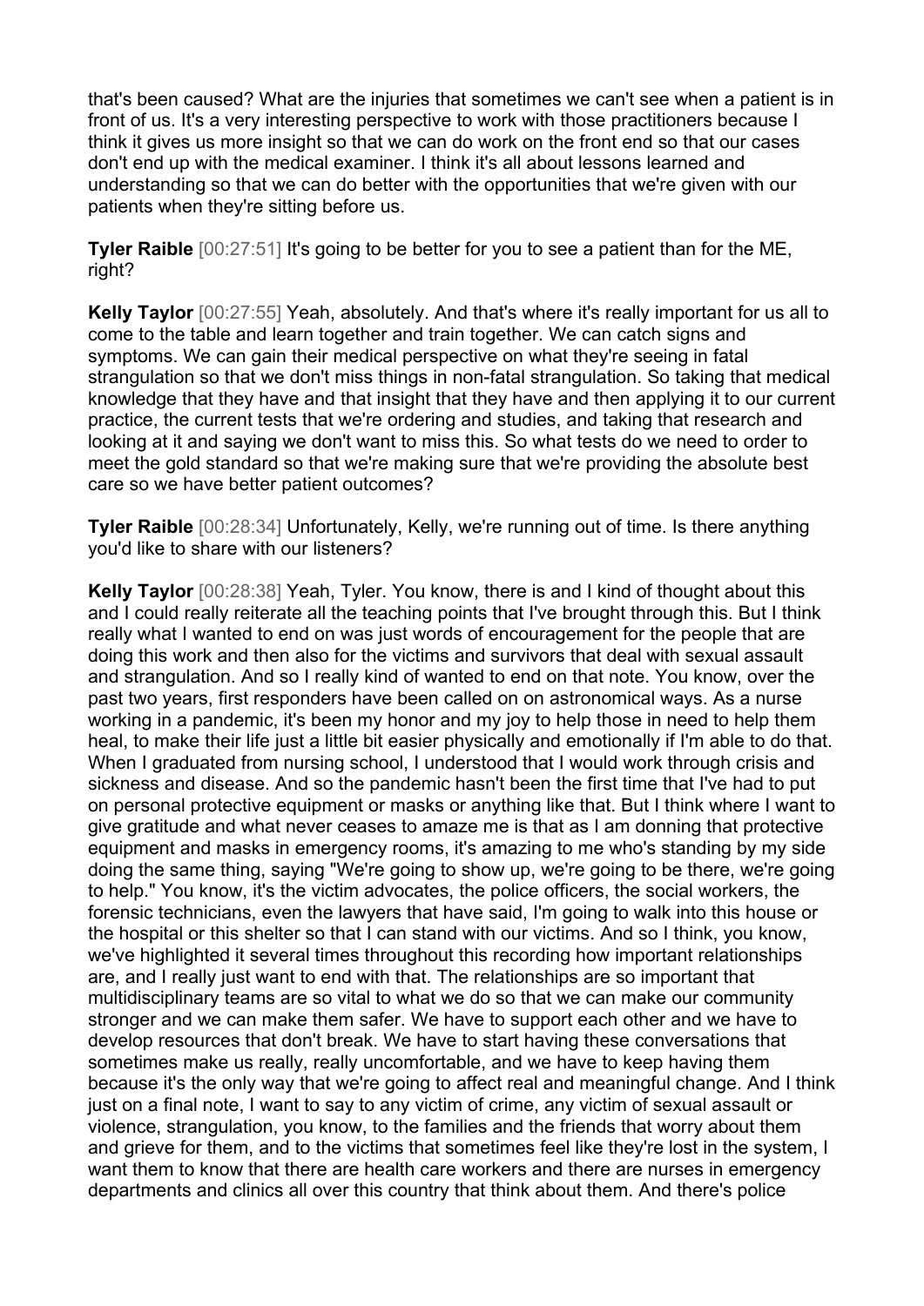that's been caused? What are the injuries that sometimes we can't see when a patient is in front of us. It's a very interesting perspective to work with those practitioners because I think it gives us more insight so that we can do work on the front end so that our cases don't end up with the medical examiner. I think it's all about lessons learned and understanding so that we can do better with the opportunities that we're given with our patients when they're sitting before us.

**Tyler Raible** [00:27:51] It's going to be better for you to see a patient than for the ME, right?

**Kelly Taylor** [00:27:55] Yeah, absolutely. And that's where it's really important for us all to come to the table and learn together and train together. We can catch signs and symptoms. We can gain their medical perspective on what they're seeing in fatal strangulation so that we don't miss things in non-fatal strangulation. So taking that medical knowledge that they have and that insight that they have and then applying it to our current practice, the current tests that we're ordering and studies, and taking that research and looking at it and saying we don't want to miss this. So what tests do we need to order to meet the gold standard so that we're making sure that we're providing the absolute best care so we have better patient outcomes?

**Tyler Raible** [00:28:34] Unfortunately, Kelly, we're running out of time. Is there anything you'd like to share with our listeners?

**Kelly Taylor** [00:28:38] Yeah, Tyler. You know, there is and I kind of thought about this and I could really reiterate all the teaching points that I've brought through this. But I think really what I wanted to end on was just words of encouragement for the people that are doing this work and then also for the victims and survivors that deal with sexual assault and strangulation. And so I really kind of wanted to end on that note. You know, over the past two years, first responders have been called on on astronomical ways. As a nurse working in a pandemic, it's been my honor and my joy to help those in need to help them heal, to make their life just a little bit easier physically and emotionally if I'm able to do that. When I graduated from nursing school, I understood that I would work through crisis and sickness and disease. And so the pandemic hasn't been the first time that I've had to put on personal protective equipment or masks or anything like that. But I think where I want to give gratitude and what never ceases to amaze me is that as I am donning that protective equipment and masks in emergency rooms, it's amazing to me who's standing by my side doing the same thing, saying "We're going to show up, we're going to be there, we're going to help." You know, it's the victim advocates, the police officers, the social workers, the forensic technicians, even the lawyers that have said, I'm going to walk into this house or the hospital or this shelter so that I can stand with our victims. And so I think, you know, we've highlighted it several times throughout this recording how important relationships are, and I really just want to end with that. The relationships are so important that multidisciplinary teams are so vital to what we do so that we can make our community stronger and we can make them safer. We have to support each other and we have to develop resources that don't break. We have to start having these conversations that sometimes make us really, really uncomfortable, and we have to keep having them because it's the only way that we're going to affect real and meaningful change. And I think just on a final note, I want to say to any victim of crime, any victim of sexual assault or violence, strangulation, you know, to the families and the friends that worry about them and grieve for them, and to the victims that sometimes feel like they're lost in the system, I want them to know that there are health care workers and there are nurses in emergency departments and clinics all over this country that think about them. And there's police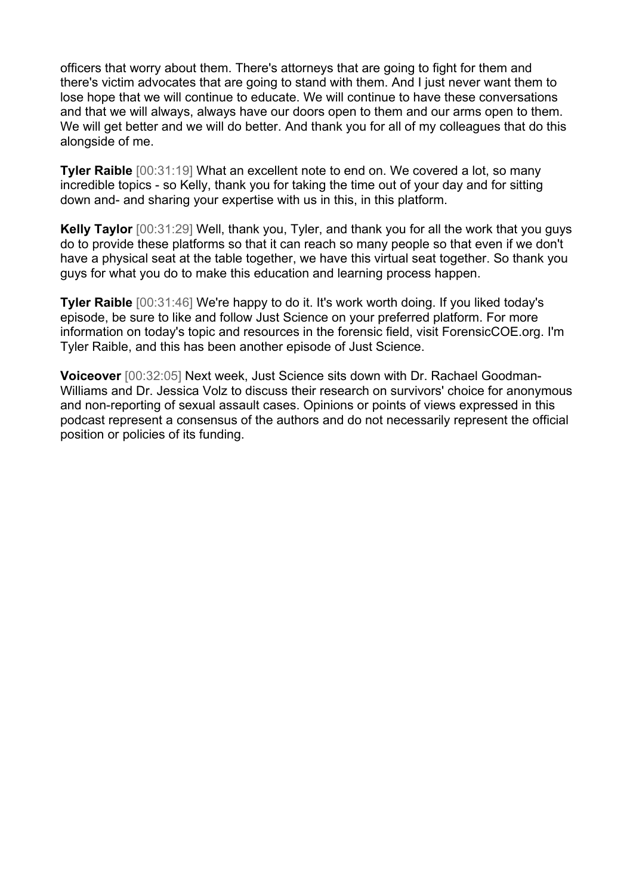officers that worry about them. There's attorneys that are going to fight for them and there's victim advocates that are going to stand with them. And I just never want them to lose hope that we will continue to educate. We will continue to have these conversations and that we will always, always have our doors open to them and our arms open to them. We will get better and we will do better. And thank you for all of my colleagues that do this alongside of me.

**Tyler Raible** [00:31:19] What an excellent note to end on. We covered a lot, so many incredible topics - so Kelly, thank you for taking the time out of your day and for sitting down and- and sharing your expertise with us in this, in this platform.

**Kelly Taylor** [00:31:29] Well, thank you, Tyler, and thank you for all the work that you guys do to provide these platforms so that it can reach so many people so that even if we don't have a physical seat at the table together, we have this virtual seat together. So thank you guys for what you do to make this education and learning process happen.

**Tyler Raible** [00:31:46] We're happy to do it. It's work worth doing. If you liked today's episode, be sure to like and follow Just Science on your preferred platform. For more information on today's topic and resources in the forensic field, visit ForensicCOE.org. I'm Tyler Raible, and this has been another episode of Just Science.

**Voiceover** [00:32:05] Next week, Just Science sits down with Dr. Rachael Goodman-Williams and Dr. Jessica Volz to discuss their research on survivors' choice for anonymous and non-reporting of sexual assault cases. Opinions or points of views expressed in this podcast represent a consensus of the authors and do not necessarily represent the official position or policies of its funding.